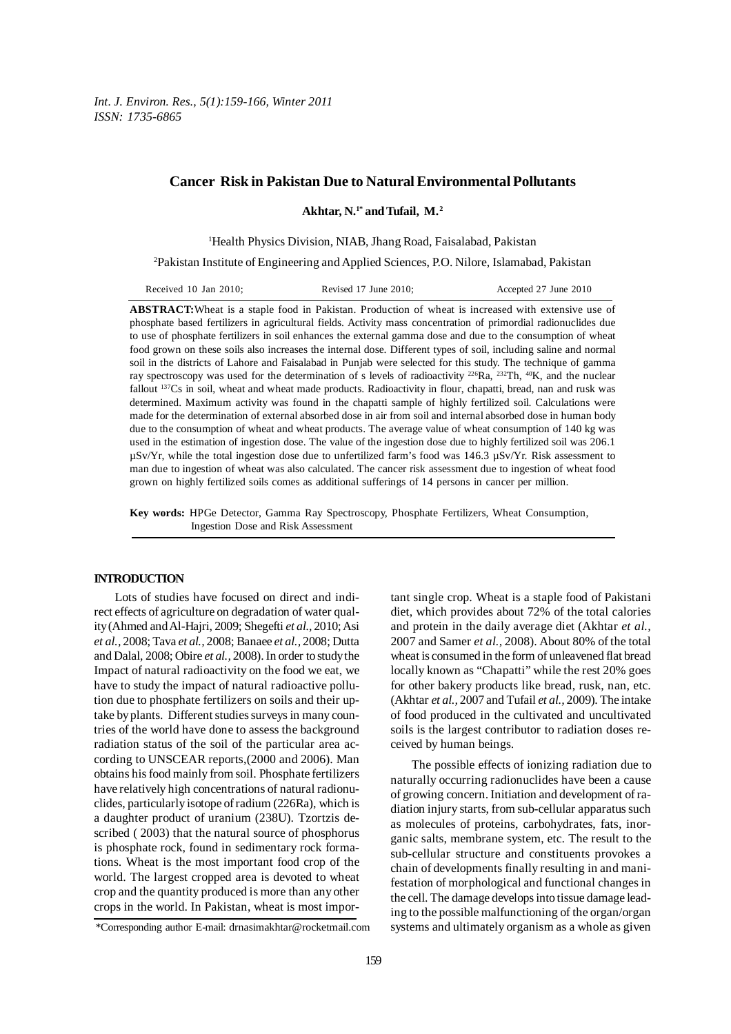# Cancer Risk in Pakistan Due to Natural Environmental Pollutants

**Akhtar, N.[1*] and Tufail, M.[2]**

[1]Health Physics Division, NIAB, Jhang Road, Faisalabad, Pakistan

[2]Pakistan Institute of Engineering and Applied Sciences, P.O. Nilore, Islamabad, Pakistan

Received 10 Jan 2010; Revised 17 June 2010; Accepted 27 June 2010

**ABSTRACT:** Wheat is a staple food in Pakistan. Production of wheat is increased with extensive use of phosphate based fertilizers in agricultural fields. Activity mass concentration of primordial radionuclides due to use of phosphate fertilizers in soil enhances the external gamma dose and due to the consumption of wheat food grown on these soils also increases the internal dose. Different types of soil, including saline and normal soil in the districts of Lahore and Faisalabad in Punjab were selected for this study. The technique of gamma ray spectroscopy was used for the determination of s levels of radioactivity $^{226}$Ra, $^{232}$Th, $^{40}$K, and the nuclear fallout $^{137}$Cs in soil, wheat and wheat made products. Radioactivity in flour, chapatti, bread, nan and rusk was determined. Maximum activity was found in the chapatti sample of highly fertilized soil. Calculations were made for the determination of external absorbed dose in air from soil and internal absorbed dose in human body due to the consumption of wheat and wheat products. The average value of wheat consumption of 140 kg was used in the estimation of ingestion dose. The value of the ingestion dose due to highly fertilized soil was 206.1 µSv/Yr, while the total ingestion dose due to unfertilized farm's food was 146.3 µSv/Yr. Risk assessment to man due to ingestion of wheat was also calculated. The cancer risk assessment due to ingestion of wheat food grown on highly fertilized soils comes as additional sufferings of 14 persons in cancer per million.

**Key words:** HPGe Detector, Gamma Ray Spectroscopy, Phosphate Fertilizers, Wheat Consumption, Ingestion Dose and Risk Assessment

## INTRODUCTION

Lots of studies have focused on direct and indirect effects of agriculture on degradation of water quality (Ahmed and Al-Hajri, 2009; Shegefti *et al.*, 2010; Asi *et al.*, 2008; Tava *et al.*, 2008; Banaee *et al.*, 2008; Dutta and Dalal, 2008; Obire *et al.*, 2008). In order to study the Impact of natural radioactivity on the food we eat, we have to study the impact of natural radioactive pollution due to phosphate fertilizers on soils and their uptake by plants. Different studies surveys in many countries of the world have done to assess the background radiation status of the soil of the particular area according to UNSCEAR reports,(2000 and 2006). Man obtains his food mainly from soil. Phosphate fertilizers have relatively high concentrations of natural radionuclides, particularly isotope of radium (226Ra), which is a daughter product of uranium (238U). Tzortzis described ( 2003) that the natural source of phosphorus is phosphate rock, found in sedimentary rock formations. Wheat is the most important food crop of the world. The largest cropped area is devoted to wheat crop and the quantity produced is more than any other crops in the world. In Pakistan, wheat is most important single crop. Wheat is a staple food of Pakistani diet, which provides about 72% of the total calories and protein in the daily average diet (Akhtar *et al.*, 2007 and Samer *et al.*, 2008). About 80% of the total wheat is consumed in the form of unleavened flat bread locally known as "Chapatti" while the rest 20% goes for other bakery products like bread, rusk, nan, etc. (Akhtar *et al.*, 2007 and Tufail *et al.*, 2009). The intake of food produced in the cultivated and uncultivated soils is the largest contributor to radiation doses received by human beings.

The possible effects of ionizing radiation due to naturally occurring radionuclides have been a cause of growing concern. Initiation and development of radiation injury starts, from sub-cellular apparatus such as molecules of proteins, carbohydrates, fats, inorganic salts, membrane system, etc. The result to the sub-cellular structure and constituents provokes a chain of developments finally resulting in and manifestation of morphological and functional changes in the cell. The damage develops into tissue damage leading to the possible malfunctioning of the organ/organ systems and ultimately organism as a whole as given

*Corresponding author E-mail: drnasimakhtar@rocketmail.com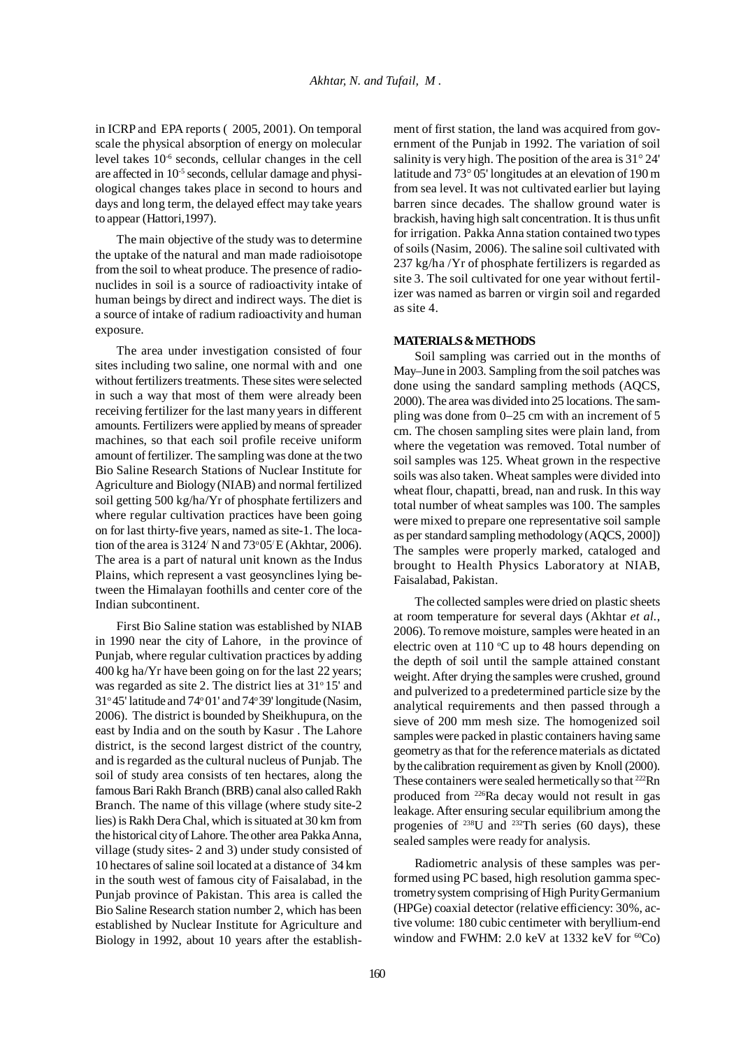in ICRP and EPA reports ( 2005, 2001). On temporal scale the physical absorption of energy on molecular level takes $10^{-6}$ seconds, cellular changes in the cell are affected in $10^{-5}$ seconds, cellular damage and physiological changes takes place in second to hours and days and long term, the delayed effect may take years to appear (Hattori,1997).

The main objective of the study was to determine the uptake of the natural and man made radioisotope from the soil to wheat produce. The presence of radionuclides in soil is a source of radioactivity intake of human beings by direct and indirect ways. The diet is a source of intake of radium radioactivity and human exposure.

The area under investigation consisted of four sites including two saline, one normal with and one without fertilizers treatments. These sites were selected in such a way that most of them were already been receiving fertilizer for the last many years in different amounts. Fertilizers were applied by means of spreader machines, so that each soil profile receive uniform amount of fertilizer. The sampling was done at the two Bio Saline Research Stations of Nuclear Institute for Agriculture and Biology (NIAB) and normal fertilized soil getting 500 kg/ha/Yr of phosphate fertilizers and where regular cultivation practices have been going on for last thirty-five years, named as site-1. The location of the area is 3124/ N and 73°05/ E (Akhtar, 2006). The area is a part of natural unit known as the Indus Plains, which represent a vast geosynclines lying between the Himalayan foothills and center core of the Indian subcontinent.

First Bio Saline station was established by NIAB in 1990 near the city of Lahore, in the province of Punjab, where regular cultivation practices by adding 400 kg ha/Yr have been going on for the last 22 years; was regarded as site 2. The district lies at 31° 15' and 31° 45' latitude and 74° 01' and 74° 39' longitude (Nasim, 2006). The district is bounded by Sheikhupura, on the east by India and on the south by Kasur . The Lahore district, is the second largest district of the country, and is regarded as the cultural nucleus of Punjab. The soil of study area consists of ten hectares, along the famous Bari Rakh Branch (BRB) canal also called Rakh Branch. The name of this village (where study site-2 lies) is Rakh Dera Chal, which is situated at 30 km from the historical city of Lahore. The other area Pakka Anna, village (study sites- 2 and 3) under study consisted of 10 hectares of saline soil located at a distance of 34 km in the south west of famous city of Faisalabad, in the Punjab province of Pakistan. This area is called the Bio Saline Research station number 2, which has been established by Nuclear Institute for Agriculture and Biology in 1992, about 10 years after the establishment of first station, the land was acquired from government of the Punjab in 1992. The variation of soil salinity is very high. The position of the area is 31° 24' latitude and 73° 05' longitudes at an elevation of 190 m from sea level. It was not cultivated earlier but laying barren since decades. The shallow ground water is brackish, having high salt concentration. It is thus unfit for irrigation. Pakka Anna station contained two types of soils (Nasim, 2006). The saline soil cultivated with 237 kg/ha /Yr of phosphate fertilizers is regarded as site 3. The soil cultivated for one year without fertilizer was named as barren or virgin soil and regarded as site 4.

## MATERIALS & METHODS

Soil sampling was carried out in the months of May–June in 2003. Sampling from the soil patches was done using the sandard sampling methods (AQCS, 2000). The area was divided into 25 locations. The sampling was done from 0–25 cm with an increment of 5 cm. The chosen sampling sites were plain land, from where the vegetation was removed. Total number of soil samples was 125. Wheat grown in the respective soils was also taken. Wheat samples were divided into wheat flour, chapatti, bread, nan and rusk. In this way total number of wheat samples was 100. The samples were mixed to prepare one representative soil sample as per standard sampling methodology (AQCS, 2000]) The samples were properly marked, cataloged and brought to Health Physics Laboratory at NIAB, Faisalabad, Pakistan.

The collected samples were dried on plastic sheets at room temperature for several days (Akhtar *et al.*, 2006). To remove moisture, samples were heated in an electric oven at 110 °C up to 48 hours depending on the depth of soil until the sample attained constant weight. After drying the samples were crushed, ground and pulverized to a predetermined particle size by the analytical requirements and then passed through a sieve of 200 mm mesh size. The homogenized soil samples were packed in plastic containers having same geometry as that for the reference materials as dictated by the calibration requirement as given by Knoll (2000). These containers were sealed hermetically so that $^{222}$Rn produced from $^{226}$Ra decay would not result in gas leakage. After ensuring secular equilibrium among the progenies of $^{238}$U and $^{232}$Th series (60 days), these sealed samples were ready for analysis.

Radiometric analysis of these samples was performed using PC based, high resolution gamma spectrometry system comprising of High Purity Germanium (HPGe) coaxial detector (relative efficiency: 30%, active volume: 180 cubic centimeter with beryllium-end window and FWHM: 2.0 keV at 1332 keV for $^{60}$Co)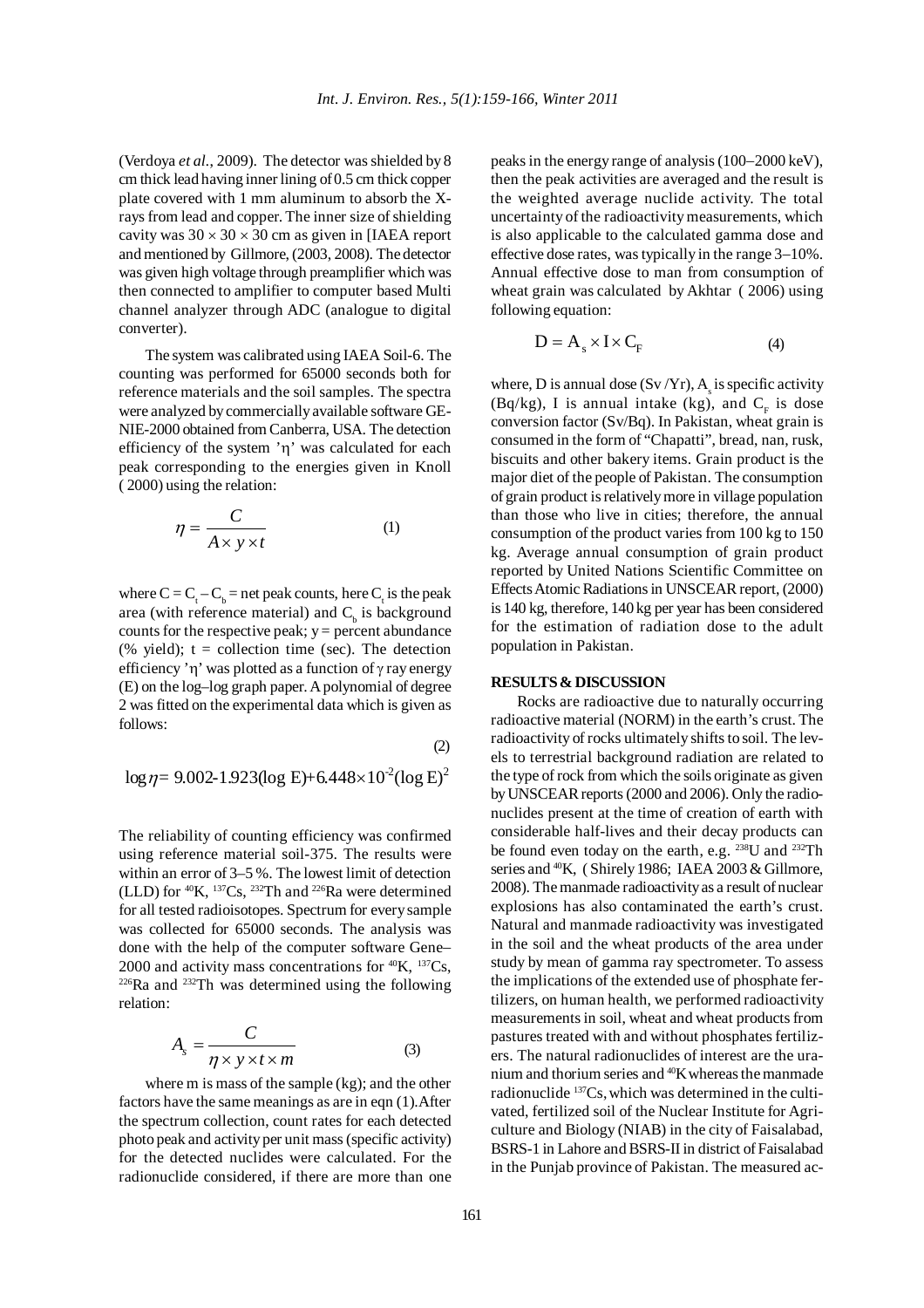(Verdoya *et al*., 2009). The detector was shielded by 8 cm thick lead having inner lining of 0.5 cm thick copper plate covered with 1 mm aluminum to absorb the X-rays from lead and copper. The inner size of shielding cavity was 30 × 30 × 30 cm as given in [IAEA report and mentioned by Gillmore, (2003, 2008). The detector was given high voltage through preamplifier which was then connected to amplifier to computer based Multi channel analyzer through ADC (analogue to digital converter).

The system was calibrated using IAEA Soil-6. The counting was performed for 65000 seconds both for reference materials and the soil samples. The spectra were analyzed by commercially available software GE-NIE-2000 obtained from Canberra, USA. The detection efficiency of the system 'η' was calculated for each peak corresponding to the energies given in Knoll ( 2000) using the relation:

$$\eta = \frac{C}{A \times y \times t} \tag{1}$$

where $C = C_t - C_b$ = net peak counts, here $C_t$ is the peak area (with reference material) and $C_b$ is background counts for the respective peak; y = percent abundance (% yield); t = collection time (sec). The detection efficiency 'η' was plotted as a function of γ ray energy (E) on the log–log graph paper. A polynomial of degree 2 was fitted on the experimental data which is given as follows:

$$\log \eta = 9.002 - 1.923(\log E) + 6.448 \times 10^{-2}(\log E)^2 \tag{2}$$

The reliability of counting efficiency was confirmed using reference material soil-375. The results were within an error of 3–5 %. The lowest limit of detection (LLD) for $^{40}$K, $^{137}$Cs, $^{232}$Th and $^{226}$Ra were determined for all tested radioisotopes. Spectrum for every sample was collected for 65000 seconds. The analysis was done with the help of the computer software Gene–2000 and activity mass concentrations for $^{40}$K, $^{137}$Cs, $^{226}$Ra and $^{232}$Th was determined using the following relation:

$$A_s = \frac{C}{\eta \times y \times t \times m} \tag{3}$$

where m is mass of the sample (kg); and the other factors have the same meanings as are in eqn (1). After the spectrum collection, count rates for each detected photo peak and activity per unit mass (specific activity) for the detected nuclides were calculated. For the radionuclide considered, if there are more than one peaks in the energy range of analysis (100–2000 keV), then the peak activities are averaged and the result is the weighted average nuclide activity. The total uncertainty of the radioactivity measurements, which is also applicable to the calculated gamma dose and effective dose rates, was typically in the range 3–10%. Annual effective dose to man from consumption of wheat grain was calculated by Akhtar ( 2006) using following equation:

$$D = A_s \times I \times C_F \tag{4}$$

where, D is annual dose (Sv /Yr), $A_s$ is specific activity (Bq/kg), I is annual intake (kg), and $C_F$ is dose conversion factor (Sv/Bq). In Pakistan, wheat grain is consumed in the form of "Chapatti", bread, nan, rusk, biscuits and other bakery items. Grain product is the major diet of the people of Pakistan. The consumption of grain product is relatively more in village population than those who live in cities; therefore, the annual consumption of the product varies from 100 kg to 150 kg. Average annual consumption of grain product reported by United Nations Scientific Committee on Effects Atomic Radiations in UNSCEAR report, (2000) is 140 kg, therefore, 140 kg per year has been considered for the estimation of radiation dose to the adult population in Pakistan.

## RESULTS & DISCUSSION

Rocks are radioactive due to naturally occurring radioactive material (NORM) in the earth's crust. The radioactivity of rocks ultimately shifts to soil. The levels to terrestrial background radiation are related to the type of rock from which the soils originate as given by UNSCEAR reports (2000 and 2006). Only the radionuclides present at the time of creation of earth with considerable half-lives and their decay products can be found even today on the earth, e.g. $^{238}$U and $^{232}$Th series and $^{40}$K, ( Shirely 1986; IAEA 2003 & Gillmore, 2008). The manmade radioactivity as a result of nuclear explosions has also contaminated the earth's crust. Natural and manmade radioactivity was investigated in the soil and the wheat products of the area under study by mean of gamma ray spectrometer. To assess the implications of the extended use of phosphate fertilizers, on human health, we performed radioactivity measurements in soil, wheat and wheat products from pastures treated with and without phosphates fertilizers. The natural radionuclides of interest are the uranium and thorium series and $^{40}$K whereas the manmade radionuclide $^{137}$Cs, which was determined in the cultivated, fertilized soil of the Nuclear Institute for Agriculture and Biology (NIAB) in the city of Faisalabad, BSRS-1 in Lahore and BSRS-II in district of Faisalabad in the Punjab province of Pakistan. The measured ac-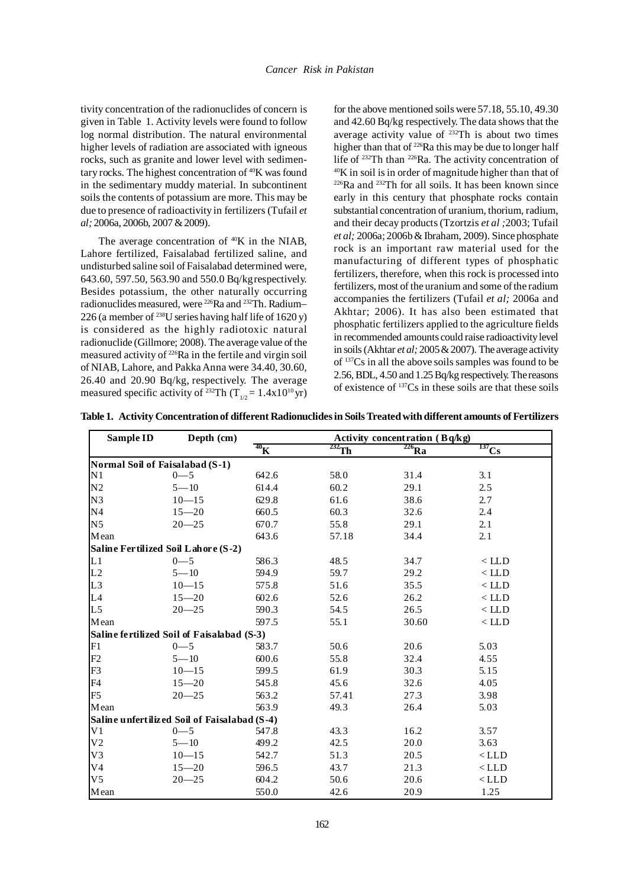tivity concentration of the radionuclides of concern is given in Table 1. Activity levels were found to follow log normal distribution. The natural environmental higher levels of radiation are associated with igneous rocks, such as granite and lower level with sedimentary rocks. The highest concentration of $^{40}$K was found in the sedimentary muddy material. In subcontinent soils the contents of potassium are more. This may be due to presence of radioactivity in fertilizers (Tufail *et al;* 2006a, 2006b, 2007 & 2009).

The average concentration of $^{40}$K in the NIAB, Lahore fertilized, Faisalabad fertilized saline, and undisturbed saline soil of Faisalabad determined were, 643.60, 597.50, 563.90 and 550.0 Bq/kg respectively. Besides potassium, the other naturally occurring radionuclides measured, were $^{226}$Ra and $^{232}$Th. Radium–226 (a member of $^{238}$U series having half life of 1620 y) is considered as the highly radiotoxic natural radionuclide (Gillmore; 2008). The average value of the measured activity of $^{226}$Ra in the fertile and virgin soil of NIAB, Lahore, and Pakka Anna were 34.40, 30.60, 26.40 and 20.90 Bq/kg, respectively. The average measured specific activity of $^{232}$Th ($T_{1/2} = 1.4\text{x}10^{10}$ yr) for the above mentioned soils were 57.18, 55.10, 49.30 and 42.60 Bq/kg respectively. The data shows that the average activity value of $^{232}$Th is about two times higher than that of $^{226}$Ra this may be due to longer half life of $^{232}$Th than $^{226}$Ra. The activity concentration of $^{40}$K in soil is in order of magnitude higher than that of $^{226}$Ra and $^{232}$Th for all soils. It has been known since early in this century that phosphate rocks contain substantial concentration of uranium, thorium, radium, and their decay products (Tzortzis *et al ;*2003; Tufail *et al;* 2006a; 2006b & Ibraham, 2009). Since phosphate rock is an important raw material used for the manufacturing of different types of phosphatic fertilizers, therefore, when this rock is processed into fertilizers, most of the uranium and some of the radium accompanies the fertilizers (Tufail *et al;* 2006a and Akhtar; 2006). It has also been estimated that phosphatic fertilizers applied to the agriculture fields in recommended amounts could raise radioactivity level in soils (Akhtar *et al;* 2005 & 2007). The average activity of $^{137}$Cs in all the above soils samples was found to be 2.56, BDL, 4.50 and 1.25 Bq/kg respectively. The reasons of existence of $^{137}$Cs in these soils are that these soils

**Table 1. Activity Concentration of different Radionuclides in Soils Treated with different amounts of Fertilizers**

| Sample ID | Depth (cm) | Activity concentration (Bq/kg) | | | |
|---|---|---|---|---|---|
| | | $^{40}$K | $^{232}$Th | $^{226}$Ra | $^{137}$Cs |
| **Normal Soil of Faisalabad (S-1)** | | | | | |
| N1 | 0—5 | 642.6 | 58.0 | 31.4 | 3.1 |
| N2 | 5—10 | 614.4 | 60.2 | 29.1 | 2.5 |
| N3 | 10—15 | 629.8 | 61.6 | 38.6 | 2.7 |
| N4 | 15—20 | 660.5 | 60.3 | 32.6 | 2.4 |
| N5 | 20—25 | 670.7 | 55.8 | 29.1 | 2.1 |
| Mean | | 643.6 | 57.18 | 34.4 | 2.1 |
| **Saline Fertilized Soil Lahore (S-2)** | | | | | |
| L1 | 0—5 | 586.3 | 48.5 | 34.7 | < LLD |
| L2 | 5—10 | 594.9 | 59.7 | 29.2 | < LLD |
| L3 | 10—15 | 575.8 | 51.6 | 35.5 | < LLD |
| L4 | 15—20 | 602.6 | 52.6 | 26.2 | < LLD |
| L5 | 20—25 | 590.3 | 54.5 | 26.5 | < LLD |
| Mean | | 597.5 | 55.1 | 30.60 | < LLD |
| **Saline fertilized Soil of Faisalabad (S-3)** | | | | | |
| F1 | 0—5 | 583.7 | 50.6 | 20.6 | 5.03 |
| F2 | 5—10 | 600.6 | 55.8 | 32.4 | 4.55 |
| F3 | 10—15 | 599.5 | 61.9 | 30.3 | 5.15 |
| F4 | 15—20 | 545.8 | 45.6 | 32.6 | 4.05 |
| F5 | 20—25 | 563.2 | 57.41 | 27.3 | 3.98 |
| Mean | | 563.9 | 49.3 | 26.4 | 5.03 |
| **Saline unfertilized Soil of Faisalabad (S-4)** | | | | | |
| V1 | 0—5 | 547.8 | 43.3 | 16.2 | 3.57 |
| V2 | 5—10 | 499.2 | 42.5 | 20.0 | 3.63 |
| V3 | 10—15 | 542.7 | 51.3 | 20.5 | < LLD |
| V4 | 15—20 | 596.5 | 43.7 | 21.3 | < LLD |
| V5 | 20—25 | 604.2 | 50.6 | 20.6 | < LLD |
| Mean | | 550.0 | 42.6 | 20.9 | 1.25 |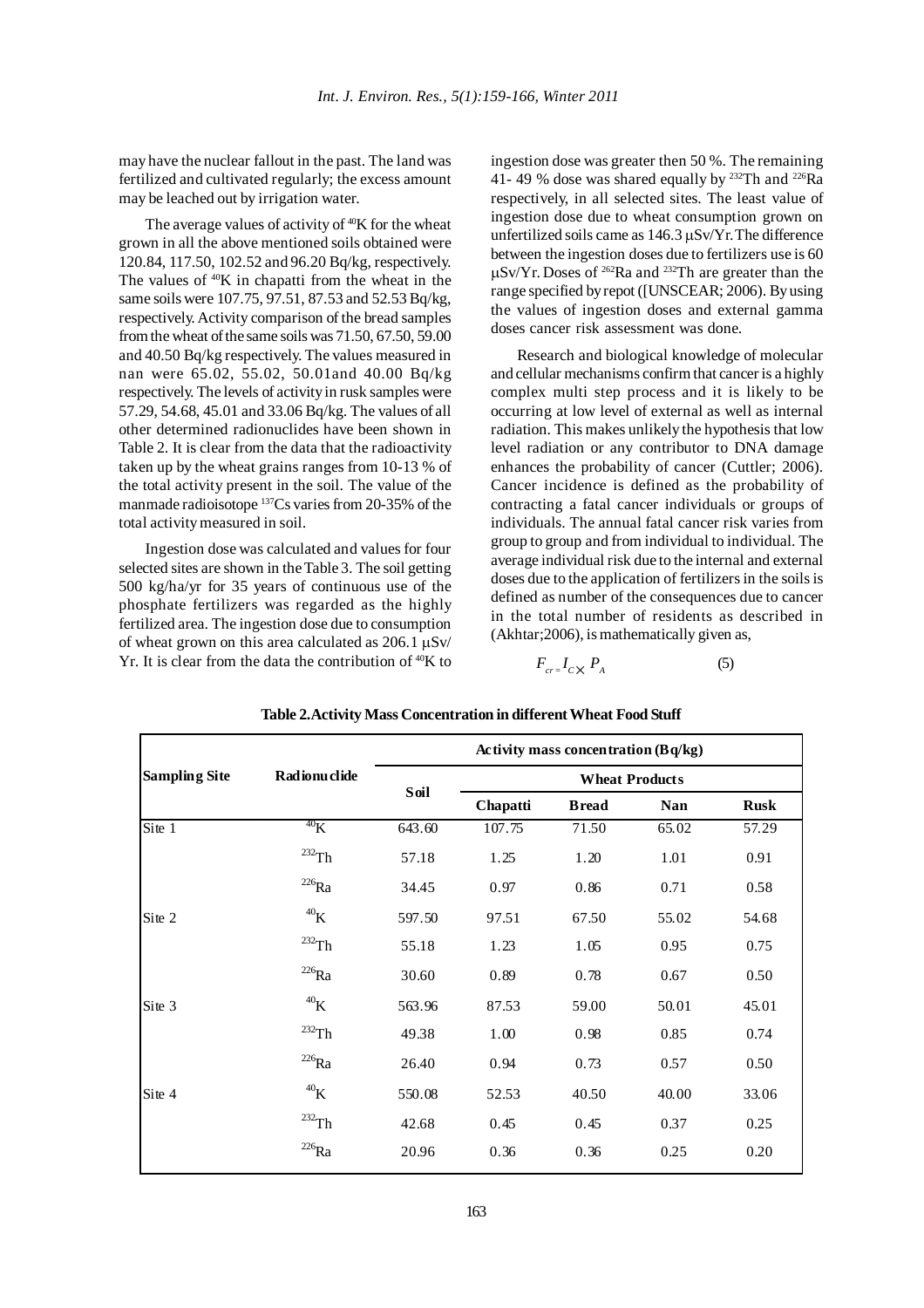may have the nuclear fallout in the past. The land was fertilized and cultivated regularly; the excess amount may be leached out by irrigation water.

The average values of activity of $^{40}$K for the wheat grown in all the above mentioned soils obtained were 120.84, 117.50, 102.52 and 96.20 Bq/kg, respectively. The values of $^{40}$K in chapatti from the wheat in the same soils were 107.75, 97.51, 87.53 and 52.53 Bq/kg, respectively. Activity comparison of the bread samples from the wheat of the same soils was 71.50, 67.50, 59.00 and 40.50 Bq/kg respectively. The values measured in nan were 65.02, 55.02, 50.01and 40.00 Bq/kg respectively. The levels of activity in rusk samples were 57.29, 54.68, 45.01 and 33.06 Bq/kg. The values of all other determined radionuclides have been shown in Table 2. It is clear from the data that the radioactivity taken up by the wheat grains ranges from 10-13 % of the total activity present in the soil. The value of the manmade radioisotope $^{137}$Cs varies from 20-35% of the total activity measured in soil.

Ingestion dose was calculated and values for four selected sites are shown in the Table 3. The soil getting 500 kg/ha/yr for 35 years of continuous use of the phosphate fertilizers was regarded as the highly fertilized area. The ingestion dose due to consumption of wheat grown on this area calculated as 206.1 μSv/Yr. It is clear from the data the contribution of $^{40}$K to ingestion dose was greater then 50 %. The remaining 41- 49 % dose was shared equally by $^{232}$Th and $^{226}$Ra respectively, in all selected sites. The least value of ingestion dose due to wheat consumption grown on unfertilized soils came as 146.3 μSv/Yr. The difference between the ingestion doses due to fertilizers use is 60 μSv/Yr. Doses of $^{262}$Ra and $^{232}$Th are greater than the range specified by repot ([UNSCEAR; 2006). By using the values of ingestion doses and external gamma doses cancer risk assessment was done.

Research and biological knowledge of molecular and cellular mechanisms confirm that cancer is a highly complex multi step process and it is likely to be occurring at low level of external as well as internal radiation. This makes unlikely the hypothesis that low level radiation or any contributor to DNA damage enhances the probability of cancer (Cuttler; 2006). Cancer incidence is defined as the probability of contracting a fatal cancer individuals or groups of individuals. The annual fatal cancer risk varies from group to group and from individual to individual. The average individual risk due to the internal and external doses due to the application of fertilizers in the soils is defined as number of the consequences due to cancer in the total number of residents as described in (Akhtar;2006), is mathematically given as,

$$F_{cr} = I_C \times P_A \qquad (5)$$

**Table 2. Activity Mass Concentration in different Wheat Food Stuff**

| Sampling Site | Radionuclide | Activity mass concentration (Bq/kg) | | | | |
|---|---|---|---|---|---|---|
| | | Soil | Wheat Products | | | |
| | | | Chapatti | Bread | Nan | Rusk |
| Site 1 | $^{40}$K | 643.60 | 107.75 | 71.50 | 65.02 | 57.29 |
| | $^{232}$Th | 57.18 | 1.25 | 1.20 | 1.01 | 0.91 |
| | $^{226}$Ra | 34.45 | 0.97 | 0.86 | 0.71 | 0.58 |
| Site 2 | $^{40}$K | 597.50 | 97.51 | 67.50 | 55.02 | 54.68 |
| | $^{232}$Th | 55.18 | 1.23 | 1.05 | 0.95 | 0.75 |
| | $^{226}$Ra | 30.60 | 0.89 | 0.78 | 0.67 | 0.50 |
| Site 3 | $^{40}$K | 563.96 | 87.53 | 59.00 | 50.01 | 45.01 |
| | $^{232}$Th | 49.38 | 1.00 | 0.98 | 0.85 | 0.74 |
| | $^{226}$Ra | 26.40 | 0.94 | 0.73 | 0.57 | 0.50 |
| Site 4 | $^{40}$K | 550.08 | 52.53 | 40.50 | 40.00 | 33.06 |
| | $^{232}$Th | 42.68 | 0.45 | 0.45 | 0.37 | 0.25 |
| | $^{226}$Ra | 20.96 | 0.36 | 0.36 | 0.25 | 0.20 |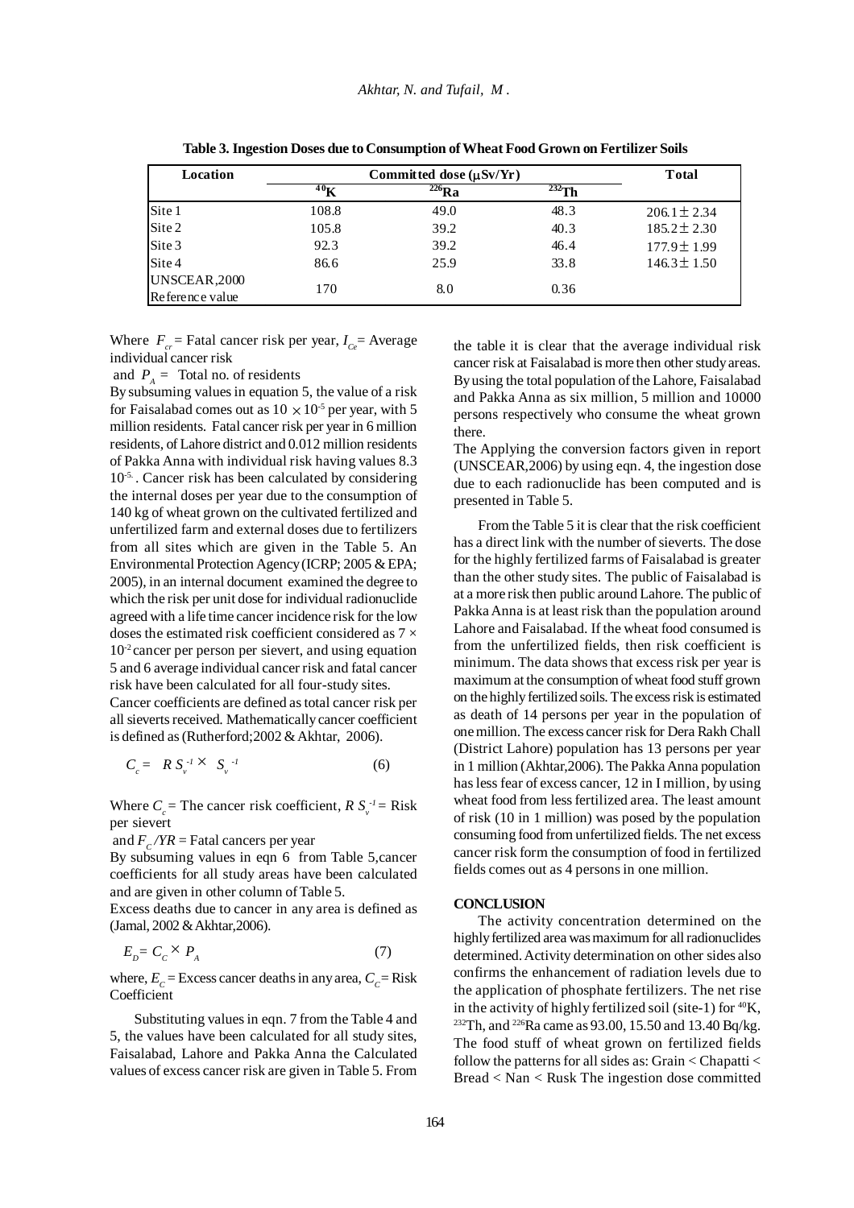**Table 3. Ingestion Doses due to Consumption of Wheat Food Grown on Fertilizer Soils**

| Location | Committed dose (μSv/Yr) | | | Total |
|---|---|---|---|---|
| | $^{40}$K | $^{226}$Ra | $^{232}$Th | |
| Site 1 | 108.8 | 49.0 | 48.3 | 206.1 ± 2.34 |
| Site 2 | 105.8 | 39.2 | 40.3 | 185.2 ± 2.30 |
| Site 3 | 92.3 | 39.2 | 46.4 | 177.9 ± 1.99 |
| Site 4 | 86.6 | 25.9 | 33.8 | 146.3 ± 1.50 |
| UNSCEAR,2000 Reference value | 170 | 8.0 | 0.36 | |

Where $F_{cr}$ = Fatal cancer risk per year, $I_{Ce}$ = Average individual cancer risk

and $P_A$ = Total no. of residents

By subsuming values in equation 5, the value of a risk for Faisalabad comes out as $10 \times 10^{-5}$ per year, with 5 million residents. Fatal cancer risk per year in 6 million residents, of Lahore district and 0.012 million residents of Pakka Anna with individual risk having values 8.3 $10^{-5}$. Cancer risk has been calculated by considering the internal doses per year due to the consumption of 140 kg of wheat grown on the cultivated fertilized and unfertilized farm and external doses due to fertilizers from all sites which are given in the Table 5. An Environmental Protection Agency (ICRP; 2005 & EPA; 2005), in an internal document examined the degree to which the risk per unit dose for individual radionuclide agreed with a life time cancer incidence risk for the low doses the estimated risk coefficient considered as $7 \times 10^{-2}$ cancer per person per sievert, and using equation 5 and 6 average individual cancer risk and fatal cancer risk have been calculated for all four-study sites.

Cancer coefficients are defined as total cancer risk per all sieverts received. Mathematically cancer coefficient is defined as (Rutherford;2002 & Akhtar, 2006).

$$C_c = R\,S_v^{-1} \times S_v^{-1} \qquad (6)$$

Where $C_c$ = The cancer risk coefficient, $R\,S_v^{-1}$ = Risk per sievert

and $F_C/YR$ = Fatal cancers per year

By subsuming values in eqn 6 from Table 5, cancer coefficients for all study areas have been calculated and are given in other column of Table 5.

Excess deaths due to cancer in any area is defined as (Jamal, 2002 & Akhtar, 2006).

$$E_D = C_C \times P_A \qquad (7)$$

where, $E_C$ = Excess cancer deaths in any area, $C_C$ = Risk Coefficient

Substituting values in eqn. 7 from the Table 4 and 5, the values have been calculated for all study sites, Faisalabad, Lahore and Pakka Anna the Calculated values of excess cancer risk are given in Table 5. From the table it is clear that the average individual risk cancer risk at Faisalabad is more then other study areas. By using the total population of the Lahore, Faisalabad and Pakka Anna as six million, 5 million and 10000 persons respectively who consume the wheat grown there.

The Applying the conversion factors given in report (UNSCEAR,2006) by using eqn. 4, the ingestion dose due to each radionuclide has been computed and is presented in Table 5.

From the Table 5 it is clear that the risk coefficient has a direct link with the number of sieverts. The dose for the highly fertilized farms of Faisalabad is greater than the other study sites. The public of Faisalabad is at a more risk then public around Lahore. The public of Pakka Anna is at least risk than the population around Lahore and Faisalabad. If the wheat food consumed is from the unfertilized fields, then risk coefficient is minimum. The data shows that excess risk per year is maximum at the consumption of wheat food stuff grown on the highly fertilized soils. The excess risk is estimated as death of 14 persons per year in the population of one million. The excess cancer risk for Dera Rakh Chall (District Lahore) population has 13 persons per year in 1 million (Akhtar,2006). The Pakka Anna population has less fear of excess cancer, 12 in I million, by using wheat food from less fertilized area. The least amount of risk (10 in 1 million) was posed by the population consuming food from unfertilized fields. The net excess cancer risk form the consumption of food in fertilized fields comes out as 4 persons in one million.

## CONCLUSION

The activity concentration determined on the highly fertilized area was maximum for all radionuclides determined. Activity determination on other sides also confirms the enhancement of radiation levels due to the application of phosphate fertilizers. The net rise in the activity of highly fertilized soil (site-1) for $^{40}$K, $^{232}$Th, and $^{226}$Ra came as 93.00, 15.50 and 13.40 Bq/kg. The food stuff of wheat grown on fertilized fields follow the patterns for all sides as: Grain < Chapatti < Bread < Nan < Rusk The ingestion dose committed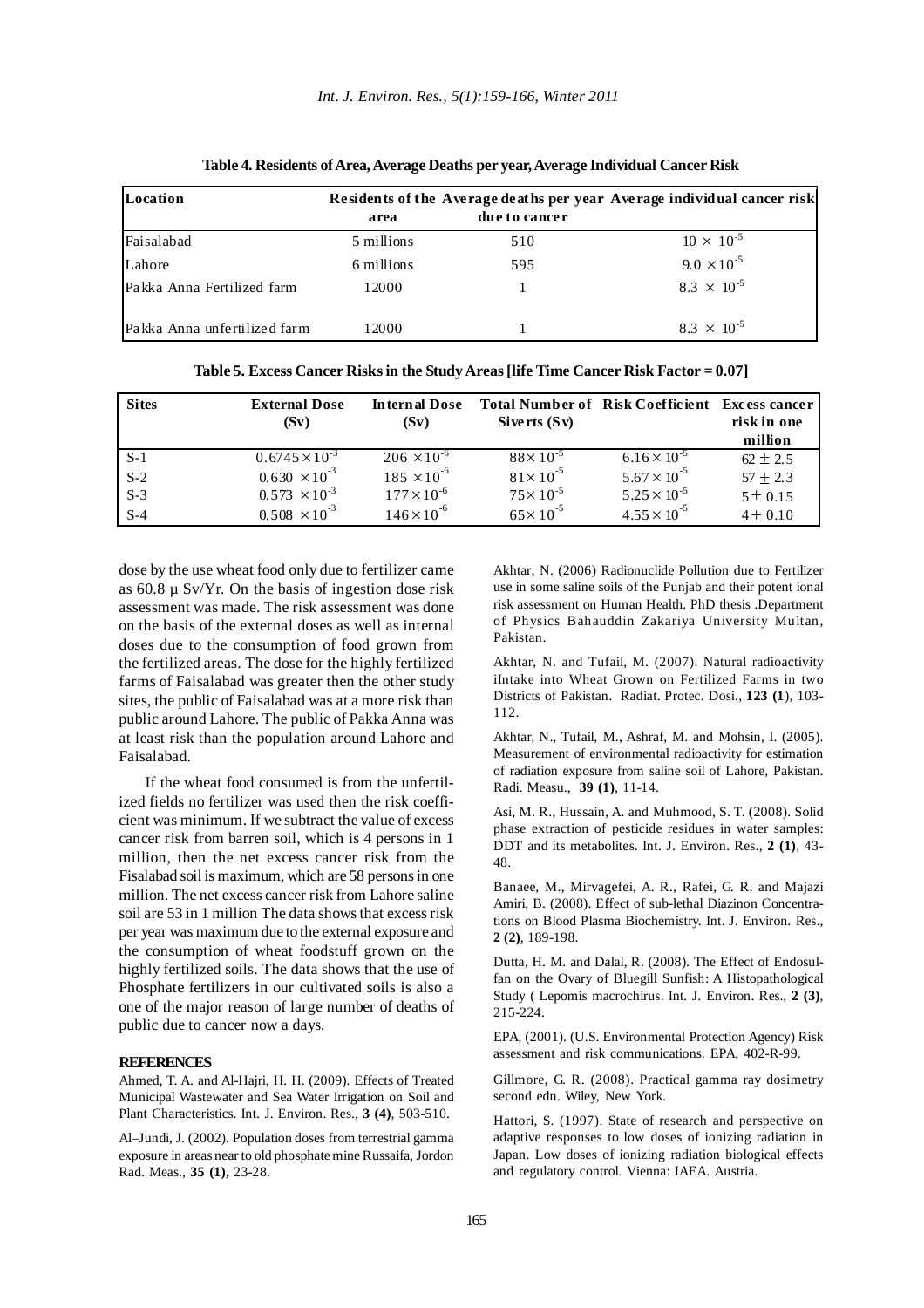**Table 4. Residents of Area, Average Deaths per year, Average Individual Cancer Risk**

| Location | Residents of the area | Average deaths per year due to cancer | Average individual cancer risk |
|---|---|---|---|
| Faisalabad | 5 millions | 510 | $10 \times 10^{-5}$ |
| Lahore | 6 millions | 595 | $9.0 \times 10^{-5}$ |
| Pakka Anna Fertilized farm | 12000 | 1 | $8.3 \times 10^{-5}$ |
| Pakka Anna unfertilized farm | 12000 | 1 | $8.3 \times 10^{-5}$ |

**Table 5. Excess Cancer Risks in the Study Areas [life Time Cancer Risk Factor = 0.07]**

| Sites | External Dose (Sv) | Internal Dose (Sv) | Total Number of Siverts (Sv) | Risk Coefficient | Excess cancer risk in one million |
|---|---|---|---|---|---|
| S-1 | $0.6745 \times 10^{-3}$ | $206 \times 10^{-6}$ | $88 \times 10^{-5}$ | $6.16 \times 10^{-5}$ | $62 \pm 2.5$ |
| S-2 | $0.630 \times 10^{-3}$ | $185 \times 10^{-6}$ | $81 \times 10^{-5}$ | $5.67 \times 10^{-5}$ | $57 \pm 2.3$ |
| S-3 | $0.573 \times 10^{-3}$ | $177 \times 10^{-6}$ | $75 \times 10^{-5}$ | $5.25 \times 10^{-5}$ | $5 \pm 0.15$ |
| S-4 | $0.508 \times 10^{-3}$ | $146 \times 10^{-6}$ | $65 \times 10^{-5}$ | $4.55 \times 10^{-5}$ | $4 \pm 0.10$ |

dose by the use wheat food only due to fertilizer came as 60.8 µ Sv/Yr. On the basis of ingestion dose risk assessment was made. The risk assessment was done on the basis of the external doses as well as internal doses due to the consumption of food grown from the fertilized areas. The dose for the highly fertilized farms of Faisalabad was greater then the other study sites, the public of Faisalabad was at a more risk than public around Lahore. The public of Pakka Anna was at least risk than the population around Lahore and Faisalabad.

If the wheat food consumed is from the unfertilized fields no fertilizer was used then the risk coefficient was minimum. If we subtract the value of excess cancer risk from barren soil, which is 4 persons in 1 million, then the net excess cancer risk from the Fisalabad soil is maximum, which are 58 persons in one million. The net excess cancer risk from Lahore saline soil are 53 in 1 million The data shows that excess risk per year was maximum due to the external exposure and the consumption of wheat foodstuff grown on the highly fertilized soils. The data shows that the use of Phosphate fertilizers in our cultivated soils is also a one of the major reason of large number of deaths of public due to cancer now a days.

## REFERENCES

Ahmed, T. A. and Al-Hajri, H. H. (2009). Effects of Treated Municipal Wastewater and Sea Water Irrigation on Soil and Plant Characteristics. Int. J. Environ. Res., **3 (4)**, 503-510.

Al–Jundi, J. (2002). Population doses from terrestrial gamma exposure in areas near to old phosphate mine Russaifa, Jordon Rad. Meas., **35 (1),** 23-28.

Akhtar, N. (2006) Radionuclide Pollution due to Fertilizer use in some saline soils of the Punjab and their potent ional risk assessment on Human Health. PhD thesis .Department of Physics Bahauddin Zakariya University Multan, Pakistan.

Akhtar, N. and Tufail, M. (2007). Natural radioactivity iIntake into Wheat Grown on Fertilized Farms in two Districts of Pakistan. Radiat. Protec. Dosi., **123 (1**), 103-112.

Akhtar, N., Tufail, M., Ashraf, M. and Mohsin, I. (2005). Measurement of environmental radioactivity for estimation of radiation exposure from saline soil of Lahore, Pakistan. Radi. Measu., **39 (1)**, 11-14.

Asi, M. R., Hussain, A. and Muhmood, S. T. (2008). Solid phase extraction of pesticide residues in water samples: DDT and its metabolites. Int. J. Environ. Res., **2 (1)**, 43-48.

Banaee, M., Mirvagefei, A. R., Rafei, G. R. and Majazi Amiri, B. (2008). Effect of sub-lethal Diazinon Concentrations on Blood Plasma Biochemistry. Int. J. Environ. Res., **2 (2)**, 189-198.

Dutta, H. M. and Dalal, R. (2008). The Effect of Endosulfan on the Ovary of Bluegill Sunfish: A Histopathological Study ( Lepomis macrochirus. Int. J. Environ. Res., **2 (3)**, 215-224.

EPA, (2001). (U.S. Environmental Protection Agency) Risk assessment and risk communications. EPA, 402-R-99.

Gillmore, G. R. (2008). Practical gamma ray dosimetry second edn. Wiley, New York.

Hattori, S. (1997). State of research and perspective on adaptive responses to low doses of ionizing radiation in Japan. Low doses of ionizing radiation biological effects and regulatory control. Vienna: IAEA. Austria.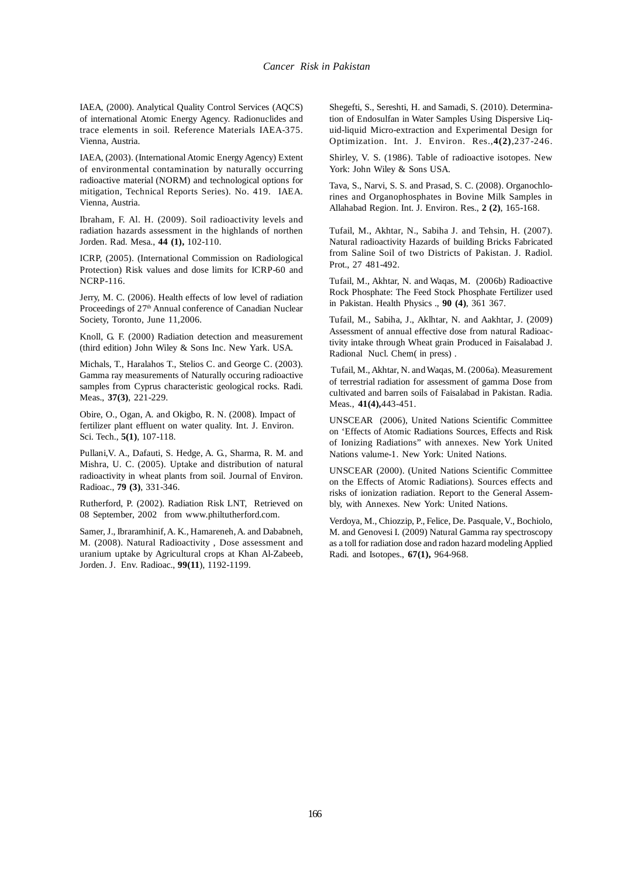IAEA, (2000). Analytical Quality Control Services (AQCS) of international Atomic Energy Agency. Radionuclides and trace elements in soil. Reference Materials IAEA-375. Vienna, Austria.

IAEA, (2003). (International Atomic Energy Agency) Extent of environmental contamination by naturally occurring radioactive material (NORM) and technological options for mitigation, Technical Reports Series). No. 419. IAEA. Vienna, Austria.

Ibraham, F. Al. H. (2009). Soil radioactivity levels and radiation hazards assessment in the highlands of northen Jorden. Rad. Mesa., **44 (1),** 102-110.

ICRP, (2005). (International Commission on Radiological Protection) Risk values and dose limits for ICRP-60 and NCRP-116.

Jerry, M. C. (2006). Health effects of low level of radiation Proceedings of 27th Annual conference of Canadian Nuclear Society, Toronto, June 11,2006.

Knoll, G. F. (2000) Radiation detection and measurement (third edition) John Wiley & Sons Inc. New Yark. USA.

Michals, T., Haralahos T., Stelios C. and George C. (2003). Gamma ray measurements of Naturally occuring radioactive samples from Cyprus characteristic geological rocks. Radi. Meas., **37(3)**, 221-229.

Obire, O., Ogan, A. and Okigbo, R. N. (2008). Impact of fertilizer plant effluent on water quality. Int. J. Environ. Sci. Tech., **5(1)**, 107-118.

Pullani,V. A., Dafauti, S. Hedge, A. G., Sharma, R. M. and Mishra, U. C. (2005). Uptake and distribution of natural radioactivity in wheat plants from soil. Journal of Environ. Radioac., **79 (3)**, 331-346.

Rutherford, P. (2002). Radiation Risk LNT, Retrieved on 08 September, 2002 from www.philtutherford.com.

Samer, J., Ibraramhinif, A. K., Hamareneh, A. and Dababneh, M. (2008). Natural Radioactivity , Dose assessment and uranium uptake by Agricultural crops at Khan Al-Zabeeb, Jorden. J. Env. Radioac., **99(11**), 1192-1199.

Shegefti, S., Sereshti, H. and Samadi, S. (2010). Determination of Endosulfan in Water Samples Using Dispersive Liquid-liquid Micro-extraction and Experimental Design for Optimization. Int. J. Environ. Res.,**4(2)**,237-246.

Shirley, V. S. (1986). Table of radioactive isotopes. New York: John Wiley & Sons USA.

Tava, S., Narvi, S. S. and Prasad, S. C. (2008). Organochlorines and Organophosphates in Bovine Milk Samples in Allahabad Region. Int. J. Environ. Res., **2 (2)**, 165-168.

Tufail, M., Akhtar, N., Sabiha J. and Tehsin, H. (2007). Natural radioactivity Hazards of building Bricks Fabricated from Saline Soil of two Districts of Pakistan. J. Radiol. Prot., 27 481-492.

Tufail, M., Akhtar, N. and Waqas, M. (2006b) Radioactive Rock Phosphate: The Feed Stock Phosphate Fertilizer used in Pakistan. Health Physics ., **90 (4)**, 361 367.

Tufail, M., Sabiha, J., Aklhtar, N. and Aakhtar, J. (2009) Assessment of annual effective dose from natural Radioactivity intake through Wheat grain Produced in Faisalabad J. Radional Nucl. Chem( in press) .

Tufail, M., Akhtar, N. and Waqas, M. (2006a). Measurement of terrestrial radiation for assessment of gamma Dose from cultivated and barren soils of Faisalabad in Pakistan. Radia. Meas., **41(4),**443-451.

UNSCEAR (2006), United Nations Scientific Committee on 'Effects of Atomic Radiations Sources, Effects and Risk of Ionizing Radiations" with annexes. New York United Nations valume-1. New York: United Nations.

UNSCEAR (2000). (United Nations Scientific Committee on the Effects of Atomic Radiations). Sources effects and risks of ionization radiation. Report to the General Assembly, with Annexes. New York: United Nations.

Verdoya, M., Chiozzip, P., Felice, De. Pasquale, V., Bochiolo, M. and Genovesi I. (2009) Natural Gamma ray spectroscopy as a toll for radiation dose and radon hazard modeling Applied Radi. and Isotopes., **67(1),** 964-968.